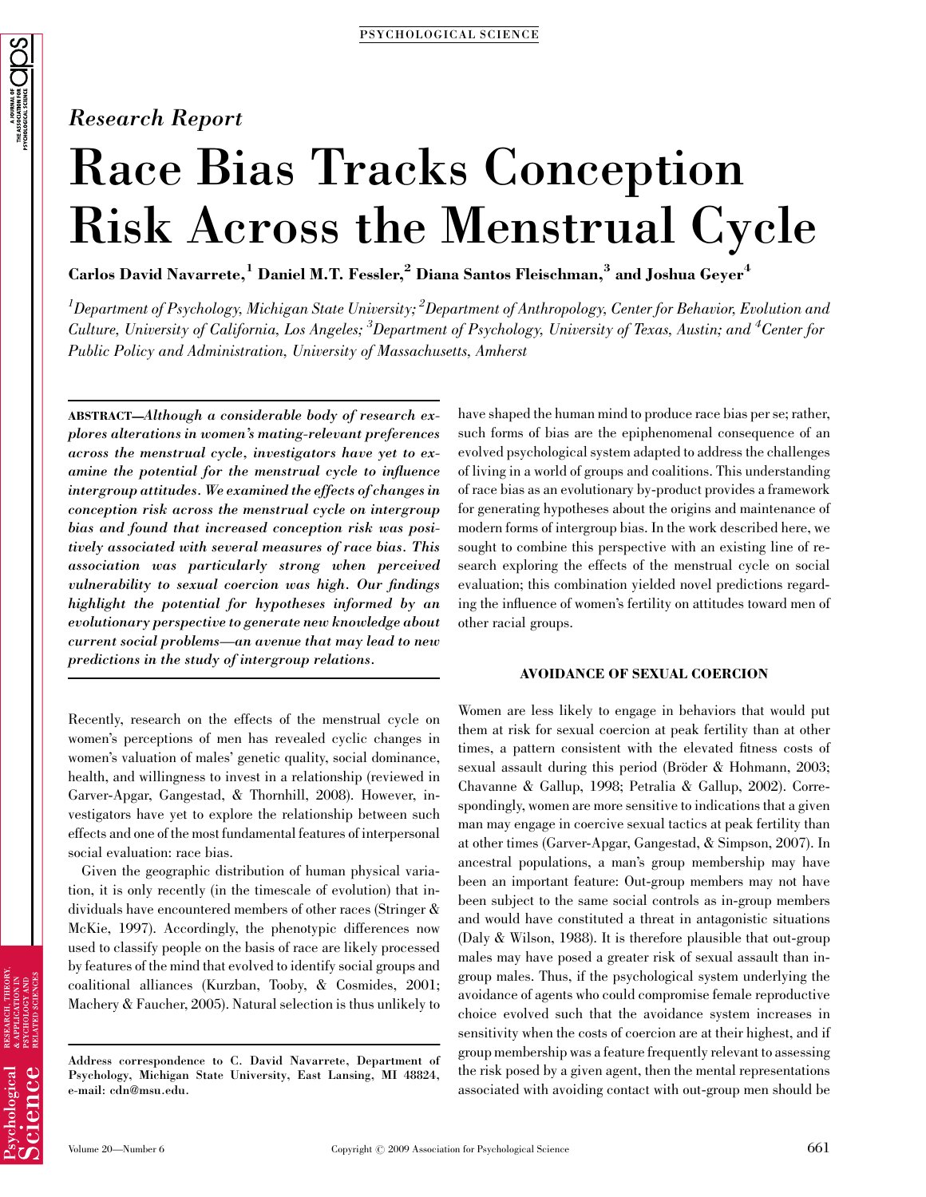*Research Report*

# Race Bias Tracks Conception Risk Across the Menstrual Cycle

**Carlos David Navarrete,[1] Daniel M.T. Fessler,[2] Diana Santos Fleischman,[3] and Joshua Geyer[4]**

*[1]Department of Psychology, Michigan State University; [2]Department of Anthropology, Center for Behavior, Evolution and Culture, University of California, Los Angeles; [3]Department of Psychology, University of Texas, Austin; and [4]Center for Public Policy and Administration, University of Massachusetts, Amherst*

ABSTRACT—*Although a considerable body of research explores alterations in women's mating-relevant preferences across the menstrual cycle, investigators have yet to examine the potential for the menstrual cycle to influence intergroup attitudes. We examined the effects of changes in conception risk across the menstrual cycle on intergroup bias and found that increased conception risk was positively associated with several measures of race bias. This association was particularly strong when perceived vulnerability to sexual coercion was high. Our findings highlight the potential for hypotheses informed by an evolutionary perspective to generate new knowledge about current social problems—an avenue that may lead to new predictions in the study of intergroup relations.*

Recently, research on the effects of the menstrual cycle on women's perceptions of men has revealed cyclic changes in women's valuation of males' genetic quality, social dominance, health, and willingness to invest in a relationship (reviewed in Garver-Apgar, Gangestad, & Thornhill, 2008). However, investigators have yet to explore the relationship between such effects and one of the most fundamental features of interpersonal social evaluation: race bias.

Given the geographic distribution of human physical variation, it is only recently (in the timescale of evolution) that individuals have encountered members of other races (Stringer & McKie, 1997). Accordingly, the phenotypic differences now used to classify people on the basis of race are likely processed by features of the mind that evolved to identify social groups and coalitional alliances (Kurzban, Tooby, & Cosmides, 2001; Machery & Faucher, 2005). Natural selection is thus unlikely to have shaped the human mind to produce race bias per se; rather, such forms of bias are the epiphenomenal consequence of an evolved psychological system adapted to address the challenges of living in a world of groups and coalitions. This understanding of race bias as an evolutionary by-product provides a framework for generating hypotheses about the origins and maintenance of modern forms of intergroup bias. In the work described here, we sought to combine this perspective with an existing line of research exploring the effects of the menstrual cycle on social evaluation; this combination yielded novel predictions regarding the influence of women's fertility on attitudes toward men of other racial groups.

Address correspondence to C. David Navarrete, Department of Psychology, Michigan State University, East Lansing, MI 48824, e-mail: cdn@msu.edu.

## AVOIDANCE OF SEXUAL COERCION

Women are less likely to engage in behaviors that would put them at risk for sexual coercion at peak fertility than at other times, a pattern consistent with the elevated fitness costs of sexual assault during this period (Bröder & Hohmann, 2003; Chavanne & Gallup, 1998; Petralia & Gallup, 2002). Correspondingly, women are more sensitive to indications that a given man may engage in coercive sexual tactics at peak fertility than at other times (Garver-Apgar, Gangestad, & Simpson, 2007). In ancestral populations, a man's group membership may have been an important feature: Out-group members may not have been subject to the same social controls as in-group members and would have constituted a threat in antagonistic situations (Daly & Wilson, 1988). It is therefore plausible that out-group males may have posed a greater risk of sexual assault than in-group males. Thus, if the psychological system underlying the avoidance of agents who could compromise female reproductive choice evolved such that the avoidance system increases in sensitivity when the costs of coercion are at their highest, and if group membership was a feature frequently relevant to assessing the risk posed by a given agent, then the mental representations associated with avoiding contact with out-group men should be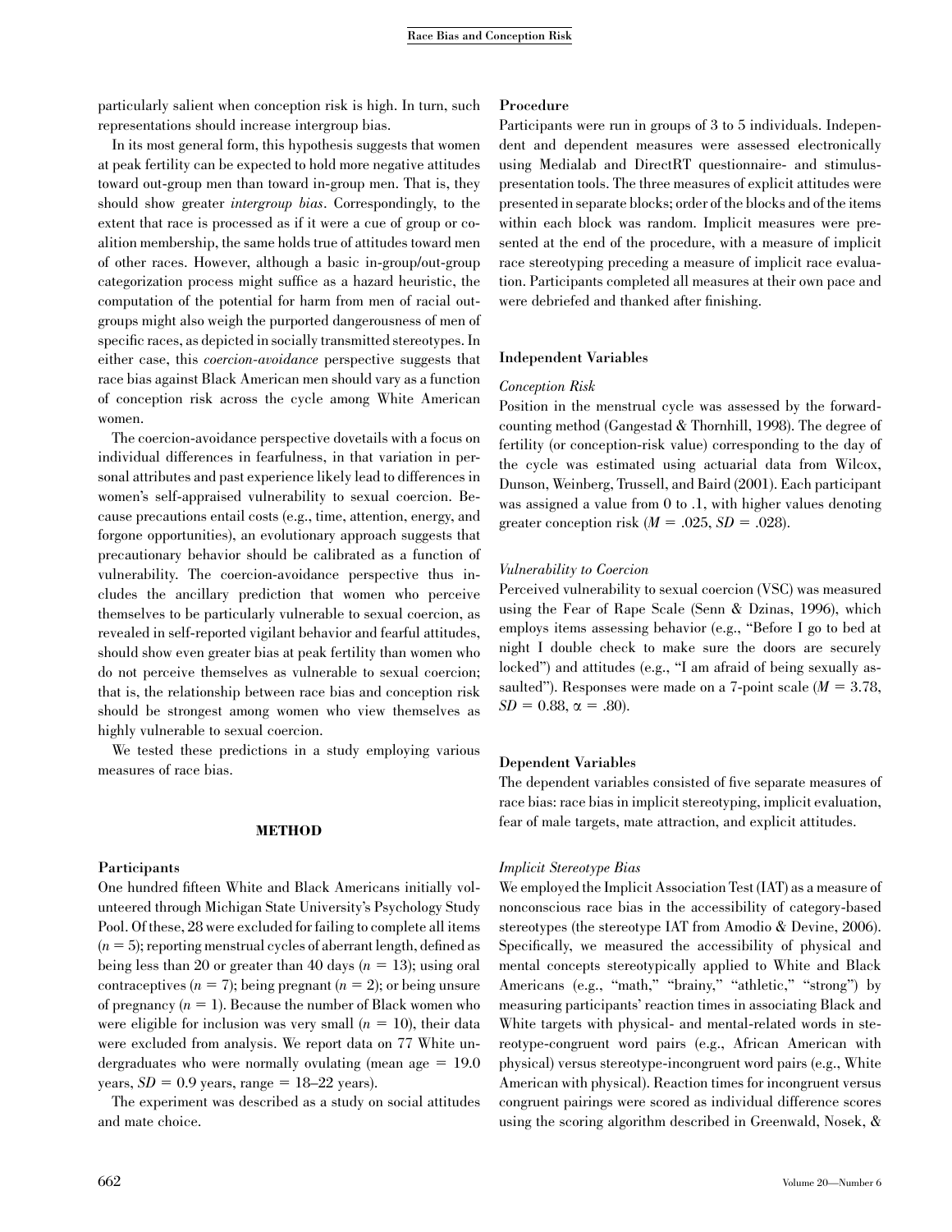particularly salient when conception risk is high. In turn, such representations should increase intergroup bias.

In its most general form, this hypothesis suggests that women at peak fertility can be expected to hold more negative attitudes toward out-group men than toward in-group men. That is, they should show greater *intergroup bias*. Correspondingly, to the extent that race is processed as if it were a cue of group or coalition membership, the same holds true of attitudes toward men of other races. However, although a basic in-group/out-group categorization process might suffice as a hazard heuristic, the computation of the potential for harm from men of racial out-groups might also weigh the purported dangerousness of men of specific races, as depicted in socially transmitted stereotypes. In either case, this *coercion-avoidance* perspective suggests that race bias against Black American men should vary as a function of conception risk across the cycle among White American women.

The coercion-avoidance perspective dovetails with a focus on individual differences in fearfulness, in that variation in personal attributes and past experience likely lead to differences in women's self-appraised vulnerability to sexual coercion. Because precautions entail costs (e.g., time, attention, energy, and forgone opportunities), an evolutionary approach suggests that precautionary behavior should be calibrated as a function of vulnerability. The coercion-avoidance perspective thus includes the ancillary prediction that women who perceive themselves to be particularly vulnerable to sexual coercion, as revealed in self-reported vigilant behavior and fearful attitudes, should show even greater bias at peak fertility than women who do not perceive themselves as vulnerable to sexual coercion; that is, the relationship between race bias and conception risk should be strongest among women who view themselves as highly vulnerable to sexual coercion.

We tested these predictions in a study employing various measures of race bias.

## METHOD

### Participants

One hundred fifteen White and Black Americans initially volunteered through Michigan State University's Psychology Study Pool. Of these, 28 were excluded for failing to complete all items ($n = 5$); reporting menstrual cycles of aberrant length, defined as being less than 20 or greater than 40 days ($n = 13$); using oral contraceptives ($n = 7$); being pregnant ($n = 2$); or being unsure of pregnancy ($n = 1$). Because the number of Black women who were eligible for inclusion was very small ($n = 10$), their data were excluded from analysis. We report data on 77 White undergraduates who were normally ovulating (mean age = 19.0 years, $SD$ = 0.9 years, range = 18–22 years).

The experiment was described as a study on social attitudes and mate choice.

### Procedure

Participants were run in groups of 3 to 5 individuals. Independent and dependent measures were assessed electronically using Medialab and DirectRT questionnaire- and stimulus-presentation tools. The three measures of explicit attitudes were presented in separate blocks; order of the blocks and of the items within each block was random. Implicit measures were presented at the end of the procedure, with a measure of implicit race stereotyping preceding a measure of implicit race evaluation. Participants completed all measures at their own pace and were debriefed and thanked after finishing.

### Independent Variables

#### *Conception Risk*

Position in the menstrual cycle was assessed by the forward-counting method (Gangestad & Thornhill, 1998). The degree of fertility (or conception-risk value) corresponding to the day of the cycle was estimated using actuarial data from Wilcox, Dunson, Weinberg, Trussell, and Baird (2001). Each participant was assigned a value from 0 to .1, with higher values denoting greater conception risk ($M$ = .025, $SD$ = .028).

#### *Vulnerability to Coercion*

Perceived vulnerability to sexual coercion (VSC) was measured using the Fear of Rape Scale (Senn & Dzinas, 1996), which employs items assessing behavior (e.g., "Before I go to bed at night I double check to make sure the doors are securely locked") and attitudes (e.g., "I am afraid of being sexually assaulted"). Responses were made on a 7-point scale ($M$ = 3.78, $SD$ = 0.88, $\alpha$ = .80).

### Dependent Variables

The dependent variables consisted of five separate measures of race bias: race bias in implicit stereotyping, implicit evaluation, fear of male targets, mate attraction, and explicit attitudes.

#### *Implicit Stereotype Bias*

We employed the Implicit Association Test (IAT) as a measure of nonconscious race bias in the accessibility of category-based stereotypes (the stereotype IAT from Amodio & Devine, 2006). Specifically, we measured the accessibility of physical and mental concepts stereotypically applied to White and Black Americans (e.g., "math," "brainy," "athletic," "strong") by measuring participants' reaction times in associating Black and White targets with physical- and mental-related words in stereotype-congruent word pairs (e.g., African American with physical) versus stereotype-incongruent word pairs (e.g., White American with physical). Reaction times for incongruent versus congruent pairings were scored as individual difference scores using the scoring algorithm described in Greenwald, Nosek, &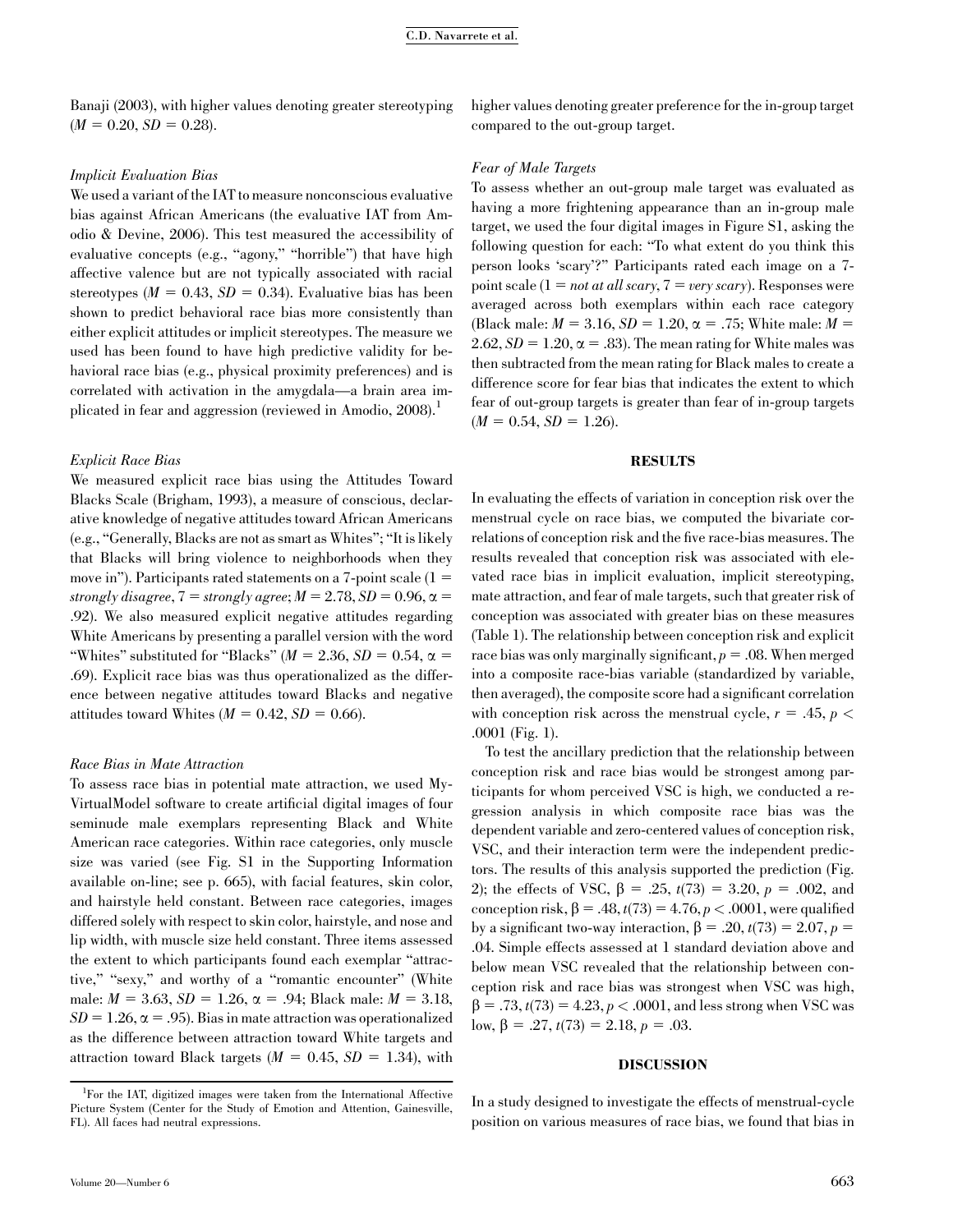Banaji (2003), with higher values denoting greater stereotyping ($M = 0.20$, $SD = 0.28$).

### *Implicit Evaluation Bias*

We used a variant of the IAT to measure nonconscious evaluative bias against African Americans (the evaluative IAT from Amodio & Devine, 2006). This test measured the accessibility of evaluative concepts (e.g., "agony," "horrible") that have high affective valence but are not typically associated with racial stereotypes ($M = 0.43$, $SD = 0.34$). Evaluative bias has been shown to predict behavioral race bias more consistently than either explicit attitudes or implicit stereotypes. The measure we used has been found to have high predictive validity for behavioral race bias (e.g., physical proximity preferences) and is correlated with activation in the amygdala—a brain area implicated in fear and aggression (reviewed in Amodio, 2008).[1]

### *Explicit Race Bias*

We measured explicit race bias using the Attitudes Toward Blacks Scale (Brigham, 1993), a measure of conscious, declarative knowledge of negative attitudes toward African Americans (e.g., "Generally, Blacks are not as smart as Whites"; "It is likely that Blacks will bring violence to neighborhoods when they move in"). Participants rated statements on a 7-point scale (1 = *strongly disagree*, 7 = *strongly agree*; $M = 2.78$, $SD = 0.96$, $\alpha = .92$). We also measured explicit negative attitudes regarding White Americans by presenting a parallel version with the word "Whites" substituted for "Blacks" ($M = 2.36$, $SD = 0.54$, $\alpha = .69$). Explicit race bias was thus operationalized as the difference between negative attitudes toward Blacks and negative attitudes toward Whites ($M = 0.42$, $SD = 0.66$).

### *Race Bias in Mate Attraction*

To assess race bias in potential mate attraction, we used My-VirtualModel software to create artificial digital images of four seminude male exemplars representing Black and White American race categories. Within race categories, only muscle size was varied (see Fig. S1 in the Supporting Information available on-line; see p. 665), with facial features, skin color, and hairstyle held constant. Between race categories, images differed solely with respect to skin color, hairstyle, and nose and lip width, with muscle size held constant. Three items assessed the extent to which participants found each exemplar "attractive," "sexy," and worthy of a "romantic encounter" (White male: $M = 3.63$, $SD = 1.26$, $\alpha = .94$; Black male: $M = 3.18$, $SD = 1.26$, $\alpha = .95$). Bias in mate attraction was operationalized as the difference between attraction toward White targets and attraction toward Black targets ($M = 0.45$, $SD = 1.34$), with higher values denoting greater preference for the in-group target compared to the out-group target.

### *Fear of Male Targets*

To assess whether an out-group male target was evaluated as having a more frightening appearance than an in-group male target, we used the four digital images in Figure S1, asking the following question for each: "To what extent do you think this person looks 'scary'?" Participants rated each image on a 7-point scale (1 = *not at all scary*, 7 = *very scary*). Responses were averaged across both exemplars within each race category (Black male: $M = 3.16$, $SD = 1.20$, $\alpha = .75$; White male: $M = 2.62$, $SD = 1.20$, $\alpha = .83$). The mean rating for White males was then subtracted from the mean rating for Black males to create a difference score for fear bias that indicates the extent to which fear of out-group targets is greater than fear of in-group targets ($M = 0.54$, $SD = 1.26$).

## RESULTS

In evaluating the effects of variation in conception risk over the menstrual cycle on race bias, we computed the bivariate correlations of conception risk and the five race-bias measures. The results revealed that conception risk was associated with elevated race bias in implicit evaluation, implicit stereotyping, mate attraction, and fear of male targets, such that greater risk of conception was associated with greater bias on these measures (Table 1). The relationship between conception risk and explicit race bias was only marginally significant, $p = .08$. When merged into a composite race-bias variable (standardized by variable, then averaged), the composite score had a significant correlation with conception risk across the menstrual cycle, $r = .45$, $p < .0001$ (Fig. 1).

To test the ancillary prediction that the relationship between conception risk and race bias would be strongest among participants for whom perceived VSC is high, we conducted a regression analysis in which composite race bias was the dependent variable and zero-centered values of conception risk, VSC, and their interaction term were the independent predictors. The results of this analysis supported the prediction (Fig. 2); the effects of VSC, $\beta = .25$, $t(73) = 3.20$, $p = .002$, and conception risk, $\beta = .48$, $t(73) = 4.76$, $p < .0001$, were qualified by a significant two-way interaction, $\beta = .20$, $t(73) = 2.07$, $p = .04$. Simple effects assessed at 1 standard deviation above and below mean VSC revealed that the relationship between conception risk and race bias was strongest when VSC was high, $\beta = .73$, $t(73) = 4.23$, $p < .0001$, and less strong when VSC was low, $\beta = .27$, $t(73) = 2.18$, $p = .03$.

## DISCUSSION

In a study designed to investigate the effects of menstrual-cycle position on various measures of race bias, we found that bias in

[1] For the IAT, digitized images were taken from the International Affective Picture System (Center for the Study of Emotion and Attention, Gainesville, FL). All faces had neutral expressions.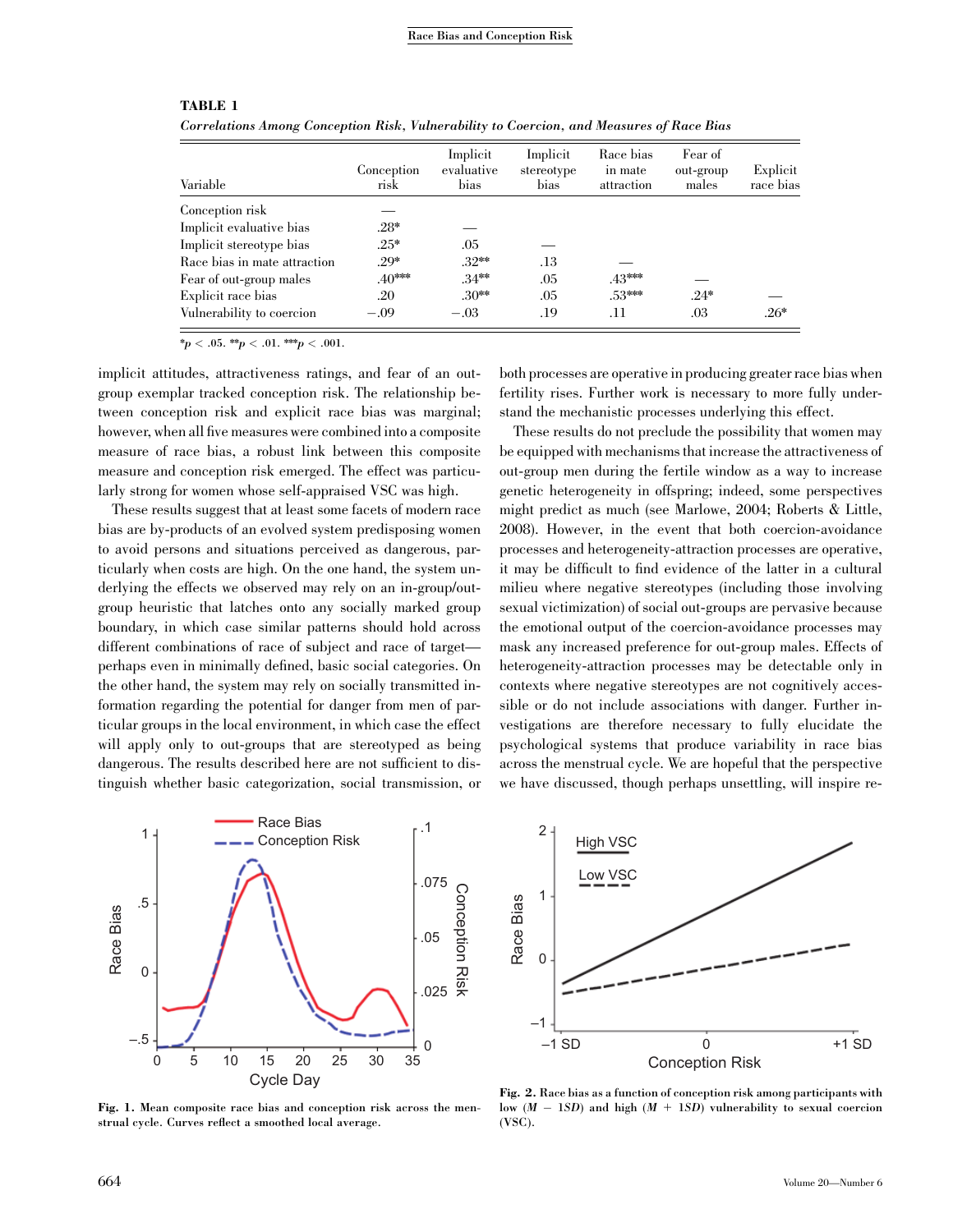**TABLE 1**
*Correlations Among Conception Risk, Vulnerability to Coercion, and Measures of Race Bias*

| Variable | Conception risk | Implicit evaluative bias | Implicit stereotype bias | Race bias in mate attraction | Fear of out-group males | Explicit race bias |
|---|---|---|---|---|---|---|
| Conception risk | — | | | | | |
| Implicit evaluative bias | .28* | — | | | | |
| Implicit stereotype bias | .25* | .05 | — | | | |
| Race bias in mate attraction | .29* | .32** | .13 | — | | |
| Fear of out-group males | .40*** | .34** | .05 | .43*** | — | |
| Explicit race bias | .20 | .30** | .05 | .53*** | .24* | — |
| Vulnerability to coercion | −.09 | −.03 | .19 | .11 | .03 | .26* |

*$p < .05$. **$p < .01$. ***$p < .001$.

implicit attitudes, attractiveness ratings, and fear of an out-group exemplar tracked conception risk. The relationship between conception risk and explicit race bias was marginal; however, when all five measures were combined into a composite measure of race bias, a robust link between this composite measure and conception risk emerged. The effect was particularly strong for women whose self-appraised VSC was high.

These results suggest that at least some facets of modern race bias are by-products of an evolved system predisposing women to avoid persons and situations perceived as dangerous, particularly when costs are high. On the one hand, the system underlying the effects we observed may rely on an in-group/out-group heuristic that latches onto any socially marked group boundary, in which case similar patterns should hold across different combinations of race of subject and race of target—perhaps even in minimally defined, basic social categories. On the other hand, the system may rely on socially transmitted information regarding the potential for danger from men of particular groups in the local environment, in which case the effect will apply only to out-groups that are stereotyped as being dangerous. The results described here are not sufficient to distinguish whether basic categorization, social transmission, or both processes are operative in producing greater race bias when fertility rises. Further work is necessary to more fully understand the mechanistic processes underlying this effect.

These results do not preclude the possibility that women may be equipped with mechanisms that increase the attractiveness of out-group men during the fertile window as a way to increase genetic heterogeneity in offspring; indeed, some perspectives might predict as much (see Marlowe, 2004; Roberts & Little, 2008). However, in the event that both coercion-avoidance processes and heterogeneity-attraction processes are operative, it may be difficult to find evidence of the latter in a cultural milieu where negative stereotypes (including those involving sexual victimization) of social out-groups are pervasive because the emotional output of the coercion-avoidance processes may mask any increased preference for out-group males. Effects of heterogeneity-attraction processes may be detectable only in contexts where negative stereotypes are not cognitively accessible or do not include associations with danger. Further investigations are therefore necessary to fully elucidate the psychological systems that produce variability in race bias across the menstrual cycle. We are hopeful that the perspective we have discussed, though perhaps unsettling, will inspire re-

**Fig. 1.** Mean composite race bias and conception risk across the menstrual cycle. Curves reflect a smoothed local average.

**Fig. 2.** Race bias as a function of conception risk among participants with low ($M - 1SD$) and high ($M + 1SD$) vulnerability to sexual coercion (VSC).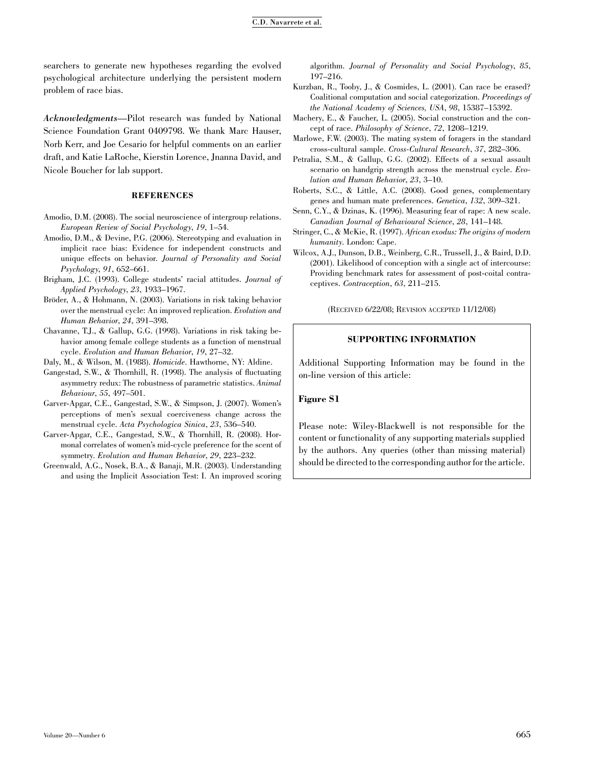searchers to generate new hypotheses regarding the evolved psychological architecture underlying the persistent modern problem of race bias.

***Acknowledgments***—Pilot research was funded by National Science Foundation Grant 0409798. We thank Marc Hauser, Norb Kerr, and Joe Cesario for helpful comments on an earlier draft, and Katie LaRoche, Kierstin Lorence, Jnanna David, and Nicole Boucher for lab support.

## REFERENCES

Amodio, D.M. (2008). The social neuroscience of intergroup relations. *European Review of Social Psychology*, *19*, 1–54.

Amodio, D.M., & Devine, P.G. (2006). Stereotyping and evaluation in implicit race bias: Evidence for independent constructs and unique effects on behavior. *Journal of Personality and Social Psychology*, *91*, 652–661.

Brigham, J.C. (1993). College students' racial attitudes. *Journal of Applied Psychology*, *23*, 1933–1967.

Bröder, A., & Hohmann, N. (2003). Variations in risk taking behavior over the menstrual cycle: An improved replication. *Evolution and Human Behavior*, *24*, 391–398.

Chavanne, T.J., & Gallup, G.G. (1998). Variations in risk taking behavior among female college students as a function of menstrual cycle. *Evolution and Human Behavior*, *19*, 27–32.

Daly, M., & Wilson, M. (1988). *Homicide*. Hawthorne, NY: Aldine.

Gangestad, S.W., & Thornhill, R. (1998). The analysis of fluctuating asymmetry redux: The robustness of parametric statistics. *Animal Behaviour*, *55*, 497–501.

Garver-Apgar, C.E., Gangestad, S.W., & Simpson, J. (2007). Women's perceptions of men's sexual coerciveness change across the menstrual cycle. *Acta Psychologica Sinica*, *23*, 536–540.

Garver-Apgar, C.E., Gangestad, S.W., & Thornhill, R. (2008). Hormonal correlates of women's mid-cycle preference for the scent of symmetry. *Evolution and Human Behavior*, *29*, 223–232.

Greenwald, A.G., Nosek, B.A., & Banaji, M.R. (2003). Understanding and using the Implicit Association Test: I. An improved scoring algorithm. *Journal of Personality and Social Psychology*, *85*, 197–216.

Kurzban, R., Tooby, J., & Cosmides, L. (2001). Can race be erased? Coalitional computation and social categorization. *Proceedings of the National Academy of Sciences, USA*, *98*, 15387–15392.

Machery, E., & Faucher, L. (2005). Social construction and the concept of race. *Philosophy of Science*, *72*, 1208–1219.

Marlowe, F.W. (2003). The mating system of foragers in the standard cross-cultural sample. *Cross-Cultural Research*, *37*, 282–306.

Petralia, S.M., & Gallup, G.G. (2002). Effects of a sexual assault scenario on handgrip strength across the menstrual cycle. *Evolution and Human Behavior*, *23*, 3–10.

Roberts, S.C., & Little, A.C. (2008). Good genes, complementary genes and human mate preferences. *Genetica*, *132*, 309–321.

Senn, C.Y., & Dzinas, K. (1996). Measuring fear of rape: A new scale. *Canadian Journal of Behavioural Science*, *28*, 141–148.

Stringer, C., & McKie, R. (1997). *African exodus: The origins of modern humanity*. London: Cape.

Wilcox, A.J., Dunson, D.B., Weinberg, C.R., Trussell, J., & Baird, D.D. (2001). Likelihood of conception with a single act of intercourse: Providing benchmark rates for assessment of post-coital contraceptives. *Contraception*, *63*, 211–215.

(Received 6/22/08; Revision accepted 11/12/08)

**SUPPORTING INFORMATION**

Additional Supporting Information may be found in the on-line version of this article:

**Figure S1**

Please note: Wiley-Blackwell is not responsible for the content or functionality of any supporting materials supplied by the authors. Any queries (other than missing material) should be directed to the corresponding author for the article.